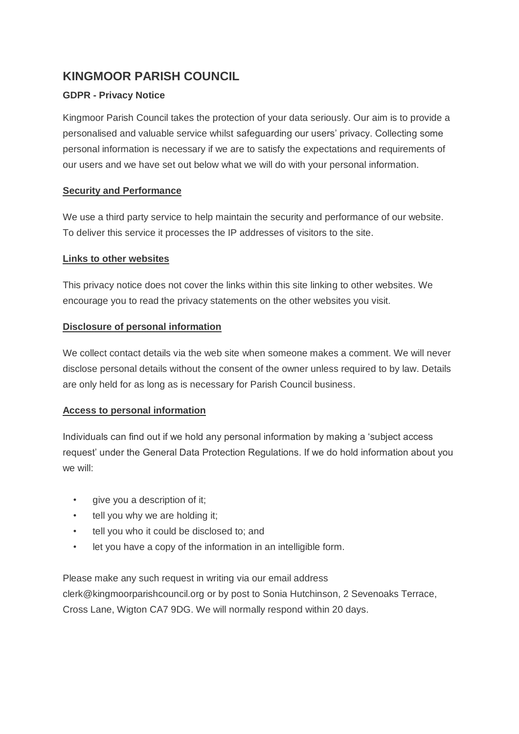# KINGMOOR PARISH COUNCIL

### GDPR - Privacy Notice

Kingmoor Parish Council takes the protection of your data seriously. Our aim is to provide a personalised and valuable service whilst safeguarding our users' privacy. Collecting some personal information is necessary if we are to satisfy the expectations and requirements of our users and we have set out below what we will do with your personal information.

**Security and Performance**

We use a third party service to help maintain the security and performance of our website. To deliver this service it processes the IP addresses of visitors to the site.

**Links to other websites**

This privacy notice does not cover the links within this site linking to other websites. We encourage you to read the privacy statements on the other websites you visit.

**Disclosure of personal information**

We collect contact details via the web site when someone makes a comment. We will never disclose personal details without the consent of the owner unless required to by law. Details are only held for as long as is necessary for Parish Council business.

**Access to personal information**

Individuals can find out if we hold any personal information by making a 'subject access request' under the General Data Protection Regulations. If we do hold information about you we will:

- give you a description of it;
- tell you why we are holding it;
- tell you who it could be disclosed to; and
- let you have a copy of the information in an intelligible form.

Please make any such request in writing via our email address clerk@kingmoorparishcouncil.org or by post to Sonia Hutchinson, 2 Sevenoaks Terrace, Cross Lane, Wigton CA7 9DG. We will normally respond within 20 days.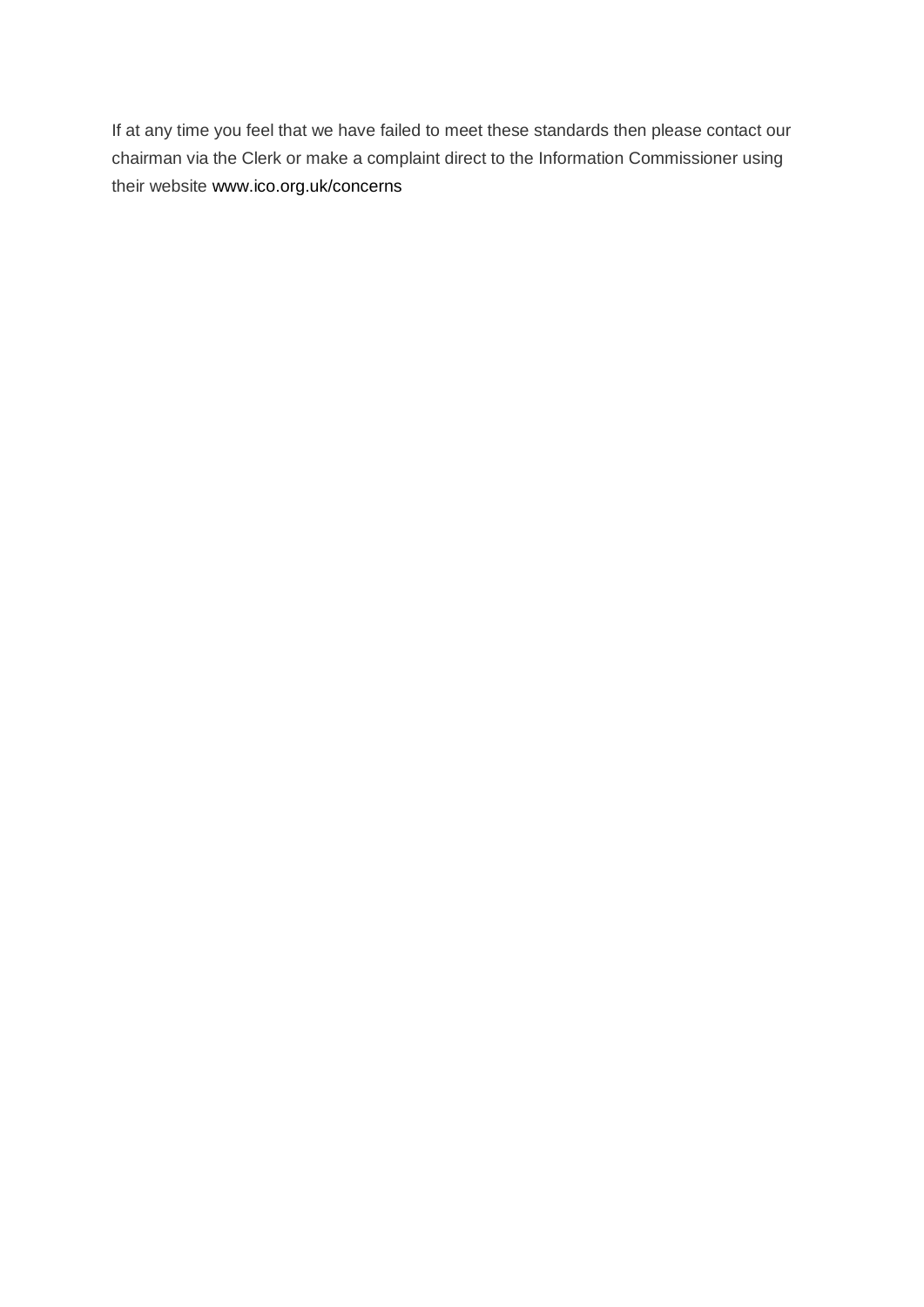If at any time you feel that we have failed to meet these standards then please contact our chairman via the Clerk or make a complaint direct to the Information Commissioner using their website www.ico.org.uk/concerns